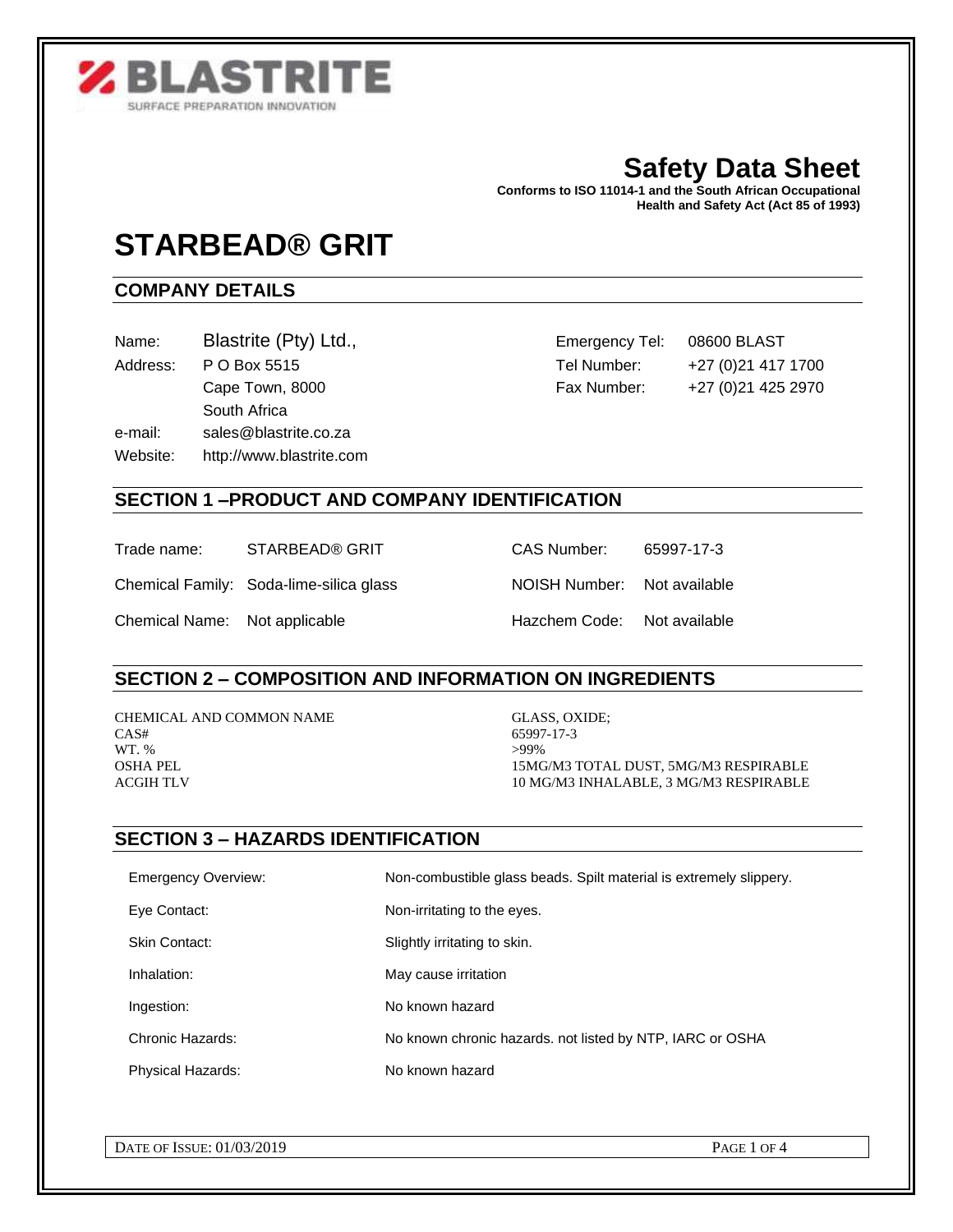**BLASTRITE**
SURFACE PREPARATION INNOVATION

# Safety Data Sheet

**Conforms to ISO 11014-1 and the South African Occupational Health and Safety Act (Act 85 of 1993)**

# STARBEAD® GRIT

## COMPANY DETAILS

| | | | |
|---|---|---|---|
| Name: | Blastrite (Pty) Ltd., | Emergency Tel: | 08600 BLAST |
| Address: | P O Box 5515 | Tel Number: | +27 (0)21 417 1700 |
| | Cape Town, 8000 | Fax Number: | +27 (0)21 425 2970 |
| | South Africa | | |
| e-mail: | sales@blastrite.co.za | | |
| Website: | http://www.blastrite.com | | |

## SECTION 1 –PRODUCT AND COMPANY IDENTIFICATION

| | | | |
|---|---|---|---|
| Trade name: | STARBEAD® GRIT | CAS Number: | 65997-17-3 |
| Chemical Family: | Soda-lime-silica glass | NOISH Number: | Not available |
| Chemical Name: | Not applicable | Hazchem Code: | Not available |

## SECTION 2 – COMPOSITION AND INFORMATION ON INGREDIENTS

| | |
|---|---|
| CHEMICAL AND COMMON NAME | GLASS, OXIDE; |
| CAS# | 65997-17-3 |
| WT. % | >99% |
| OSHA PEL | 15MG/M3 TOTAL DUST, 5MG/M3 RESPIRABLE |
| ACGIH TLV | 10 MG/M3 INHALABLE, 3 MG/M3 RESPIRABLE |

## SECTION 3 – HAZARDS IDENTIFICATION

| | |
|---|---|
| Emergency Overview: | Non-combustible glass beads. Spilt material is extremely slippery. |
| Eye Contact: | Non-irritating to the eyes. |
| Skin Contact: | Slightly irritating to skin. |
| Inhalation: | May cause irritation |
| Ingestion: | No known hazard |
| Chronic Hazards: | No known chronic hazards. not listed by NTP, IARC or OSHA |
| Physical Hazards: | No known hazard |

DATE OF ISSUE: 01/03/2019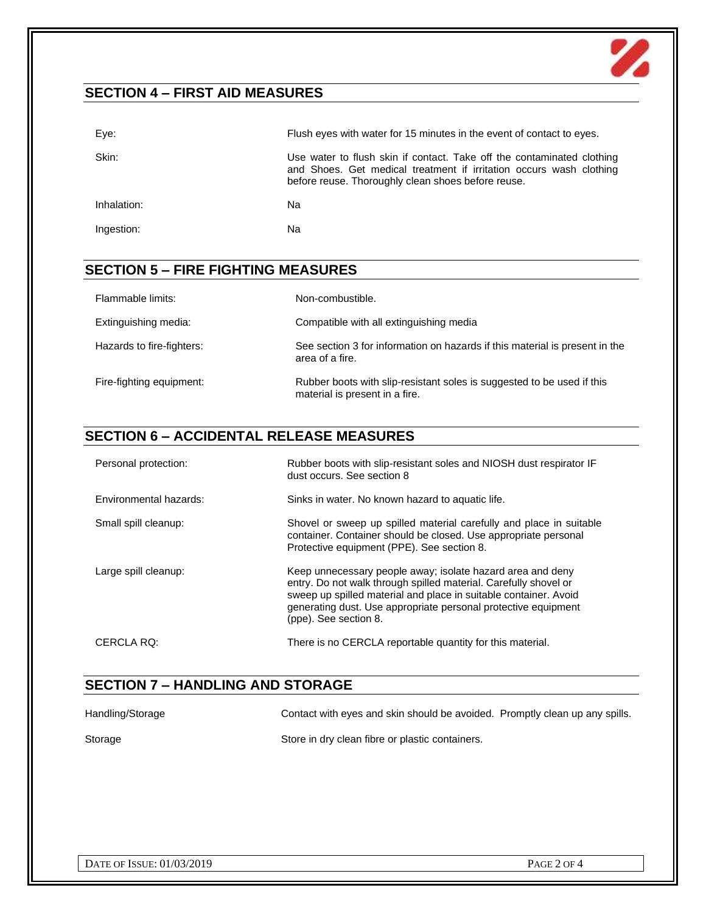## SECTION 4 – FIRST AID MEASURES

| | |
|---|---|
| Eye: | Flush eyes with water for 15 minutes in the event of contact to eyes. |
| Skin: | Use water to flush skin if contact. Take off the contaminated clothing and Shoes. Get medical treatment if irritation occurs wash clothing before reuse. Thoroughly clean shoes before reuse. |
| Inhalation: | Na |
| Ingestion: | Na |

## SECTION 5 – FIRE FIGHTING MEASURES

| | |
|---|---|
| Flammable limits: | Non-combustible. |
| Extinguishing media: | Compatible with all extinguishing media |
| Hazards to fire-fighters: | See section 3 for information on hazards if this material is present in the area of a fire. |
| Fire-fighting equipment: | Rubber boots with slip-resistant soles is suggested to be used if this material is present in a fire. |

## SECTION 6 – ACCIDENTAL RELEASE MEASURES

| | |
|---|---|
| Personal protection: | Rubber boots with slip-resistant soles and NIOSH dust respirator IF dust occurs. See section 8 |
| Environmental hazards: | Sinks in water. No known hazard to aquatic life. |
| Small spill cleanup: | Shovel or sweep up spilled material carefully and place in suitable container. Container should be closed. Use appropriate personal Protective equipment (PPE). See section 8. |
| Large spill cleanup: | Keep unnecessary people away; isolate hazard area and deny entry. Do not walk through spilled material. Carefully shovel or sweep up spilled material and place in suitable container. Avoid generating dust. Use appropriate personal protective equipment (ppe). See section 8. |
| CERCLA RQ: | There is no CERCLA reportable quantity for this material. |

## SECTION 7 – HANDLING AND STORAGE

| | |
|---|---|
| Handling/Storage | Contact with eyes and skin should be avoided. Promptly clean up any spills. |
| Storage | Store in dry clean fibre or plastic containers. |

DATE OF ISSUE: 01/03/2019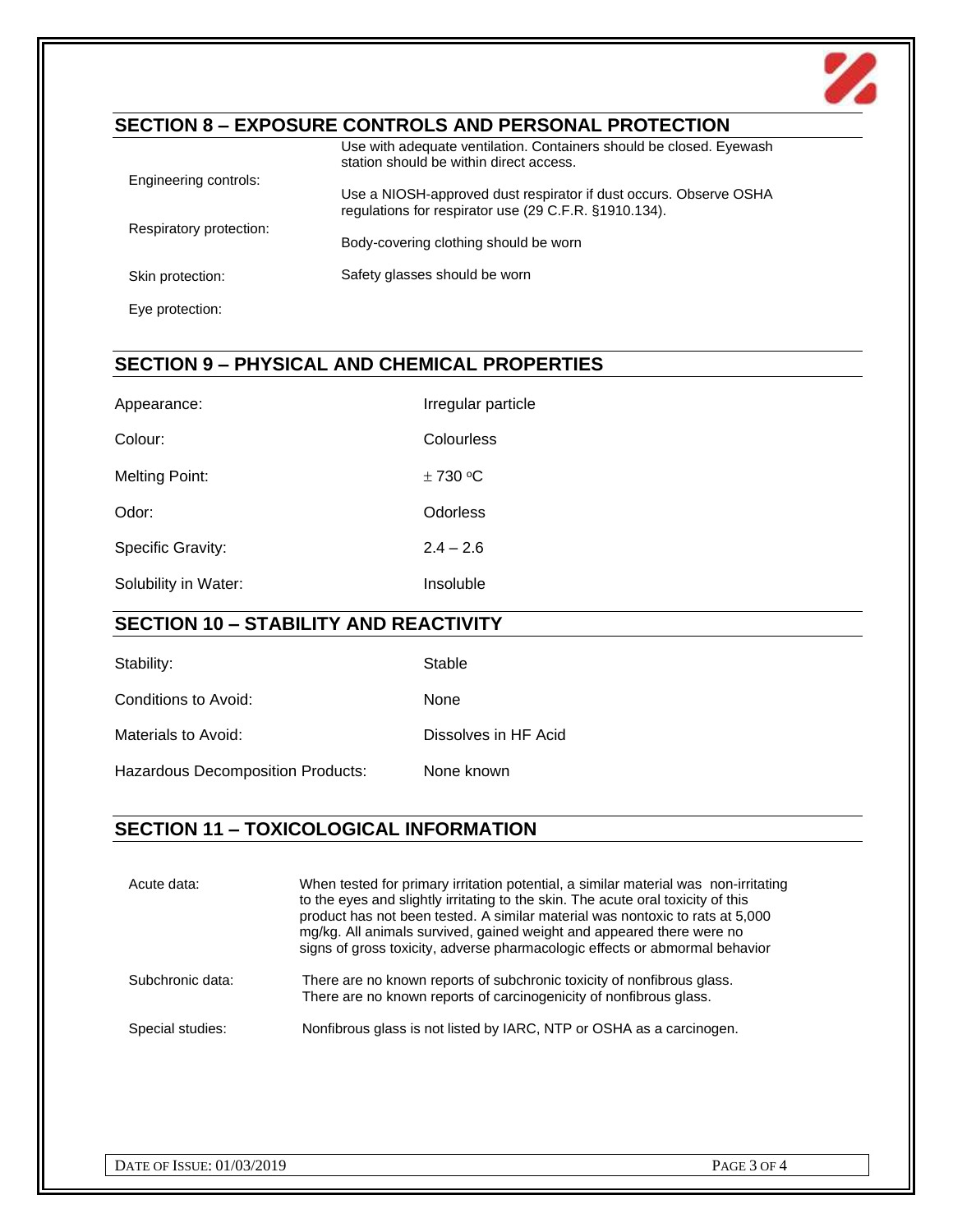## SECTION 8 – EXPOSURE CONTROLS AND PERSONAL PROTECTION

| | |
|---|---|
| Engineering controls: | Use with adequate ventilation. Containers should be closed. Eyewash station should be within direct access. |
| Respiratory protection: | Use a NIOSH-approved dust respirator if dust occurs. Observe OSHA regulations for respirator use (29 C.F.R. §1910.134). |
| Skin protection: | Body-covering clothing should be worn |
| Eye protection: | Safety glasses should be worn |

## SECTION 9 – PHYSICAL AND CHEMICAL PROPERTIES

| | |
|---|---|
| Appearance: | Irregular particle |
| Colour: | Colourless |
| Melting Point: | $\pm$ 730 °C |
| Odor: | Odorless |
| Specific Gravity: | 2.4 – 2.6 |
| Solubility in Water: | Insoluble |

## SECTION 10 – STABILITY AND REACTIVITY

| | |
|---|---|
| Stability: | Stable |
| Conditions to Avoid: | None |
| Materials to Avoid: | Dissolves in HF Acid |
| Hazardous Decomposition Products: | None known |

## SECTION 11 – TOXICOLOGICAL INFORMATION

| | |
|---|---|
| Acute data: | When tested for primary irritation potential, a similar material was non-irritating to the eyes and slightly irritating to the skin. The acute oral toxicity of this product has not been tested. A similar material was nontoxic to rats at 5,000 mg/kg. All animals survived, gained weight and appeared there were no signs of gross toxicity, adverse pharmacologic effects or abmormal behavior |
| Subchronic data: | There are no known reports of subchronic toxicity of nonfibrous glass. There are no known reports of carcinogenicity of nonfibrous glass. |
| Special studies: | Nonfibrous glass is not listed by IARC, NTP or OSHA as a carcinogen. |

DATE OF ISSUE: 01/03/2019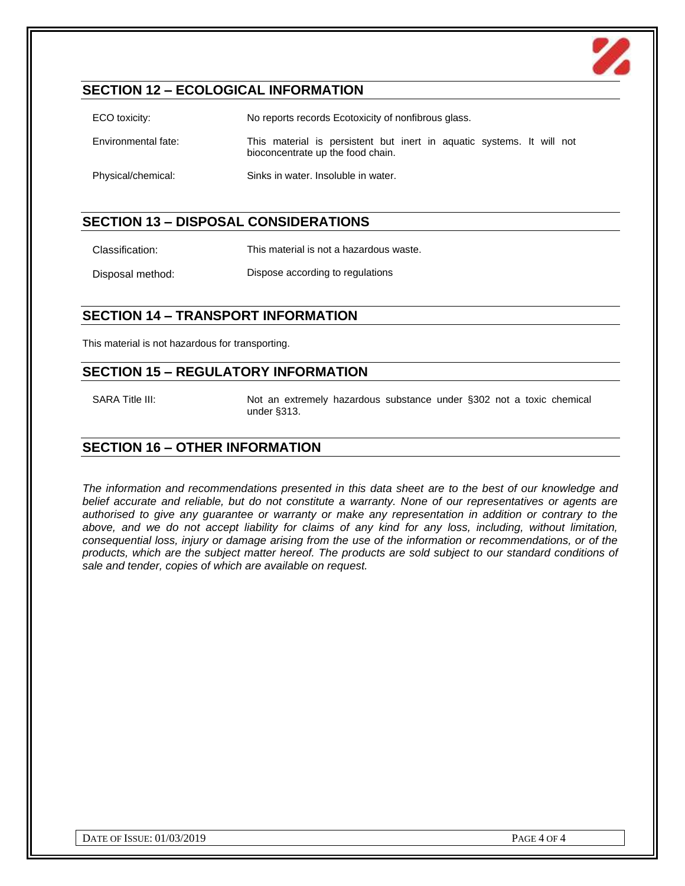## SECTION 12 – ECOLOGICAL INFORMATION

| | |
|---|---|
| ECO toxicity: | No reports records Ecotoxicity of nonfibrous glass. |
| Environmental fate: | This material is persistent but inert in aquatic systems. It will not bioconcentrate up the food chain. |
| Physical/chemical: | Sinks in water. Insoluble in water. |

## SECTION 13 – DISPOSAL CONSIDERATIONS

| | |
|---|---|
| Classification: | This material is not a hazardous waste. |
| Disposal method: | Dispose according to regulations |

## SECTION 14 – TRANSPORT INFORMATION

This material is not hazardous for transporting.

## SECTION 15 – REGULATORY INFORMATION

| | |
|---|---|
| SARA Title III: | Not an extremely hazardous substance under §302 not a toxic chemical under §313. |

## SECTION 16 – OTHER INFORMATION

*The information and recommendations presented in this data sheet are to the best of our knowledge and belief accurate and reliable, but do not constitute a warranty. None of our representatives or agents are authorised to give any guarantee or warranty or make any representation in addition or contrary to the above, and we do not accept liability for claims of any kind for any loss, including, without limitation, consequential loss, injury or damage arising from the use of the information or recommendations, or of the products, which are the subject matter hereof. The products are sold subject to our standard conditions of sale and tender, copies of which are available on request.*